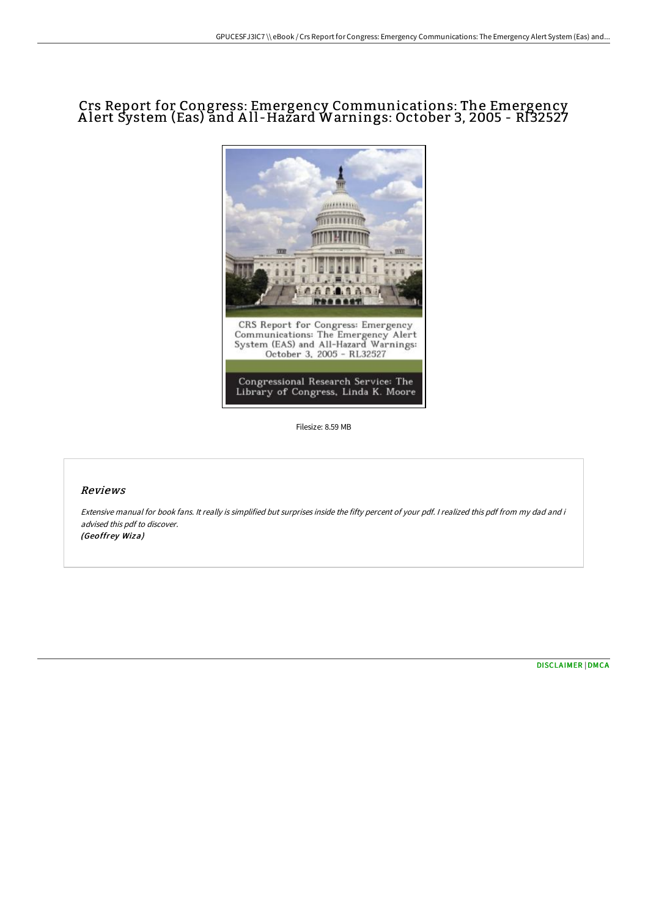# Crs Report for Congress: Emergency Communications: The Emergency Alert System (Eas) and All-Hazard Warnings: October 3, 2005 - Rl32527

Filesize: 8.59 MB

## Reviews

*Extensive manual for book fans. It really is simplified but surprises inside the fifty percent of your pdf. I realized this pdf from my dad and i advised this pdf to discover.*
***(Geoffrey Wiza)***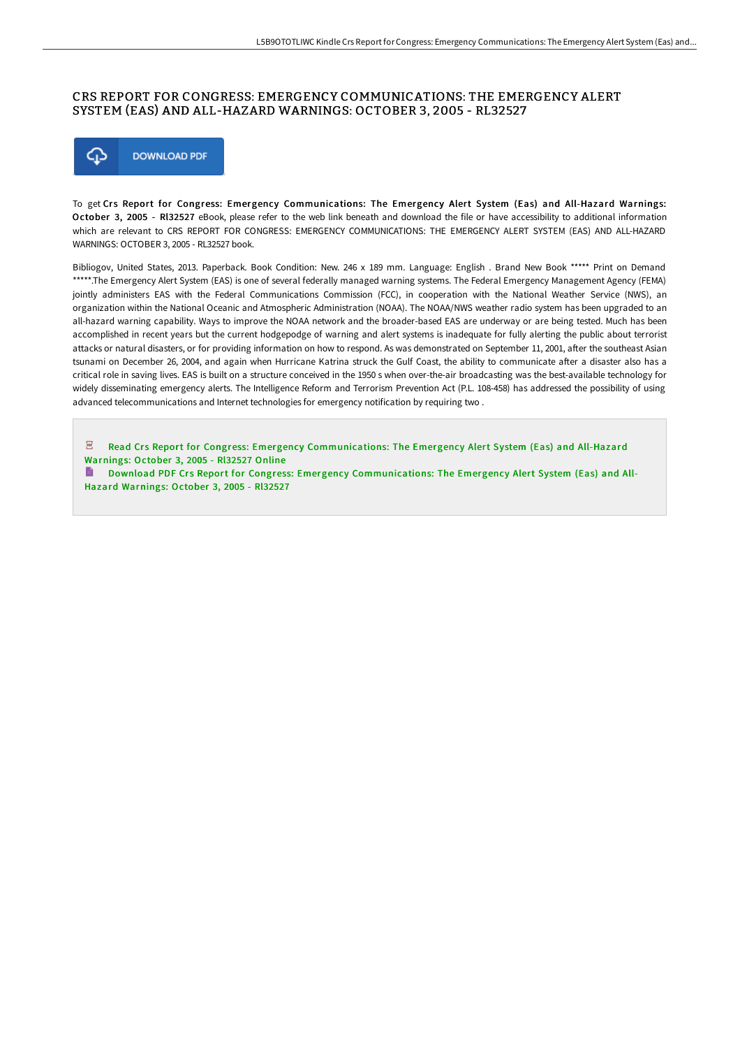# CRS REPORT FOR CONGRESS: EMERGENCY COMMUNICATIONS: THE EMERGENCY ALERT SYSTEM (EAS) AND ALL-HAZARD WARNINGS: OCTOBER 3, 2005 - RL32527

DOWNLOAD PDF

To get **Crs Report for Congress: Emergency Communications: The Emergency Alert System (Eas) and All-Hazard Warnings: October 3, 2005 - Rl32527** eBook, please refer to the web link beneath and download the file or have accessibility to additional information which are relevant to CRS REPORT FOR CONGRESS: EMERGENCY COMMUNICATIONS: THE EMERGENCY ALERT SYSTEM (EAS) AND ALL-HAZARD WARNINGS: OCTOBER 3, 2005 - RL32527 book.

Bibliogov, United States, 2013. Paperback. Book Condition: New. 246 x 189 mm. Language: English . Brand New Book ***** Print on Demand *****.The Emergency Alert System (EAS) is one of several federally managed warning systems. The Federal Emergency Management Agency (FEMA) jointly administers EAS with the Federal Communications Commission (FCC), in cooperation with the National Weather Service (NWS), an organization within the National Oceanic and Atmospheric Administration (NOAA). The NOAA/NWS weather radio system has been upgraded to an all-hazard warning capability. Ways to improve the NOAA network and the broader-based EAS are underway or are being tested. Much has been accomplished in recent years but the current hodgepodge of warning and alert systems is inadequate for fully alerting the public about terrorist attacks or natural disasters, or for providing information on how to respond. As was demonstrated on September 11, 2001, after the southeast Asian tsunami on December 26, 2004, and again when Hurricane Katrina struck the Gulf Coast, the ability to communicate after a disaster also has a critical role in saving lives. EAS is built on a structure conceived in the 1950 s when over-the-air broadcasting was the best-available technology for widely disseminating emergency alerts. The Intelligence Reform and Terrorism Prevention Act (P.L. 108-458) has addressed the possibility of using advanced telecommunications and Internet technologies for emergency notification by requiring two .

Read Crs Report for Congress: Emergency Communications: The Emergency Alert System (Eas) and All-Hazard Warnings: October 3, 2005 - Rl32527 Online

Download PDF Crs Report for Congress: Emergency Communications: The Emergency Alert System (Eas) and All-Hazard Warnings: October 3, 2005 - Rl32527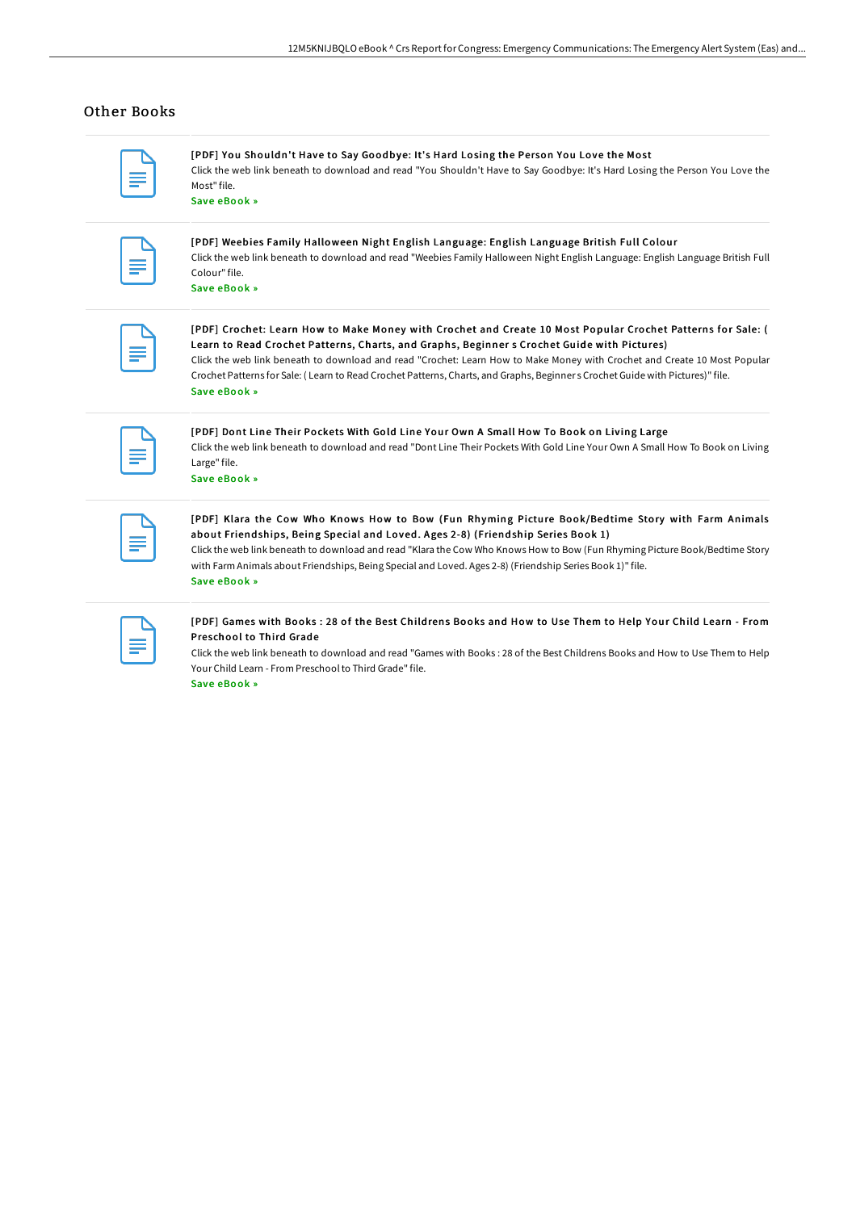## Other Books

**[PDF] You Shouldn't Have to Say Goodbye: It's Hard Losing the Person You Love the Most**

Click the web link beneath to download and read "You Shouldn't Have to Say Goodbye: It's Hard Losing the Person You Love the Most" file.

Save eBook »

**[PDF] Weebies Family Halloween Night English Language: English Language British Full Colour**

Click the web link beneath to download and read "Weebies Family Halloween Night English Language: English Language British Full Colour" file.

Save eBook »

**[PDF] Crochet: Learn How to Make Money with Crochet and Create 10 Most Popular Crochet Patterns for Sale: ( Learn to Read Crochet Patterns, Charts, and Graphs, Beginner s Crochet Guide with Pictures)**

Click the web link beneath to download and read "Crochet: Learn How to Make Money with Crochet and Create 10 Most Popular Crochet Patterns for Sale: ( Learn to Read Crochet Patterns, Charts, and Graphs, Beginner s Crochet Guide with Pictures)" file.

Save eBook »

**[PDF] Dont Line Their Pockets With Gold Line Your Own A Small How To Book on Living Large**

Click the web link beneath to download and read "Dont Line Their Pockets With Gold Line Your Own A Small How To Book on Living Large" file.

Save eBook »

**[PDF] Klara the Cow Who Knows How to Bow (Fun Rhyming Picture Book/Bedtime Story with Farm Animals about Friendships, Being Special and Loved. Ages 2-8) (Friendship Series Book 1)**

Click the web link beneath to download and read "Klara the Cow Who Knows How to Bow (Fun Rhyming Picture Book/Bedtime Story with Farm Animals about Friendships, Being Special and Loved. Ages 2-8) (Friendship Series Book 1)" file.

Save eBook »

**[PDF] Games with Books : 28 of the Best Childrens Books and How to Use Them to Help Your Child Learn - From Preschool to Third Grade**

Click the web link beneath to download and read "Games with Books : 28 of the Best Childrens Books and How to Use Them to Help Your Child Learn - From Preschool to Third Grade" file.

Save eBook »